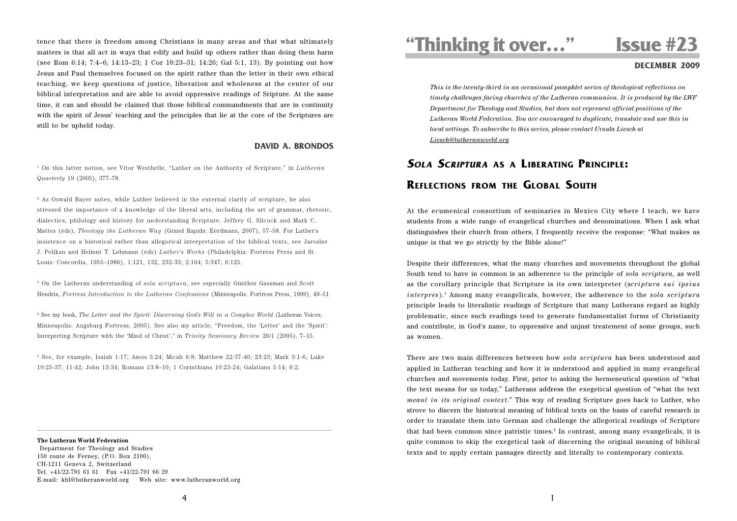# "Thinking it over…" Issue #23

**DECEMBER 2009**

*This is the twenty-third in an occasional pamphlet series of theological reflections on timely challenges facing churches of the Lutheran communion. It is produced by the LWF Department for Theology and Studies, but does not represent official positions of the Lutheran World Federation. You are encouraged to duplicate, translate and use this in local settings. To subscribe to this series, please contact Ursula Liesch at Liesch@lutheranworld.org*

## *Sola Scriptura* as a Liberating Principle: Reflections from the Global South

At the ecumenical consortium of seminaries in Mexico City where I teach, we have students from a wide range of evangelical churches and denominations. When I ask what distinguishes their church from others, I frequently receive the response: "What makes us unique is that we go strictly by the Bible alone!"

Despite their differences, what the many churches and movements throughout the global South tend to have in common is an adherence to the principle of *sola scriptura*, as well as the corollary principle that Scripture is its own interpreter (*scriptura sui ipsius interpres*).[1] Among many evangelicals, however, the adherence to the *sola scriptura* principle leads to literalistic readings of Scripture that many Lutherans regard as highly problematic, since such readings tend to generate fundamentalist forms of Christianity and contribute, in God's name, to oppressive and unjust treatement of some groups, such as women.

There are two main differences between how *sola scriptura* has been understood and applied in Lutheran teaching and how it is understood and applied in many evangelical churches and movements today. First, prior to asking the hermeneutical question of "what the text means for us today," Lutherans address the exegetical question of "what the text *meant in its original context*." This way of reading Scripture goes back to Luther, who strove to discern the historical meaning of biblical texts on the basis of careful research in order to translate them into German and challenge the allegorical readings of Scripture that had been common since patristic times.[2] In contrast, among many evangelicals, it is quite common to skip the exegetical task of discerning the original meaning of biblical texts and to apply certain passages directly and literally to contemporary contexts.

tence that there is freedom among Christians in many areas and that what ultimately matters is that all act in ways that edify and build up others rather than doing them harm (see Rom 6:14; 7:4–6; 14:13–23; 1 Cor 10:23–31; 14:26; Gal 5:1, 13). By pointing out how Jesus and Paul themselves focused on the spirit rather than the letter in their own ethical teaching, we keep questions of justice, liberation and wholeness at the center of our biblical interpretation and are able to avoid oppressive readings of Sripture. At the same time, it can and should be claimed that those biblical commandments that are in continuity with the spirit of Jesus' teaching and the principles that lie at the core of the Scriptures are still to be upheld today.

**DAVID A. BRONDOS**

[1] On this latter notion, see Vítor Westhelle, "Luther on the Authority of Scripture," in *Lutheran Quarterly* 19 (2005), 377–78.

[2] As Oswald Bayer notes, while Luther believed in the external clarity of scripture, he also stressed the importance of a knowledge of the liberal arts, including the art of grammar, rhetoric, dialectics, philology and history for understanding Scripture. Jeffrey G. Silcock and Mark C. Mattes (eds), *Theology the Lutheran Way* (Grand Rapids: Eerdmans, 2007), 57–58. For Luther's insistence on a historical rather than allegorical interpretation of the biblical texts, see Jaroslav J. Pelikan and Helmut T. Lehmann (eds) *Luther's Works* (Philadelphia: Fortress Press and St. Louis: Concordia, 1955–1986), 1:121, 132, 232-33; 2:164; 5:347; 6:125.

[3] On the Lutheran understanding of *sola scriptura*, see especially Günther Gassman and Scott Hendrix, *Fortress Introduction to the Lutheran Confessions* (Minneapolis: Fortress Press, 1999), 49–51.

[4] See my book, *The Letter and the Spirit: Discerning God's Will in a Complex World* (Lutheran Voices; Minneapolis: Augsburg Fortress, 2005). See also my article, "Freedom, the 'Letter' and the 'Spirit': Interpreting Scripture with the 'Mind of Christ'," in *Trinity Seminary Review* 26/1 (2005), 7–15.

[5] See, for example, Isaiah 1:17; Amos 5:24; Micah 6:8; Matthew 22:37-40; 23:23; Mark 3:1-6; Luke 10:25-37; 11:42; John 13:34; Romans 13:8–10; 1 Corinthians 10:23-24; Galatians 5:14; 6:2.

**The Lutheran World Federation**
Department for Theology and Studies
150 route de Ferney, (P.O. Box 2100),
CH-1211 Geneva 2, Switzerland
Tel. +41/22-791 61 61 Fax +41/22-791 66 29
E-mail: kbl@lutheranworld.org Web site: www.lutheranworld.org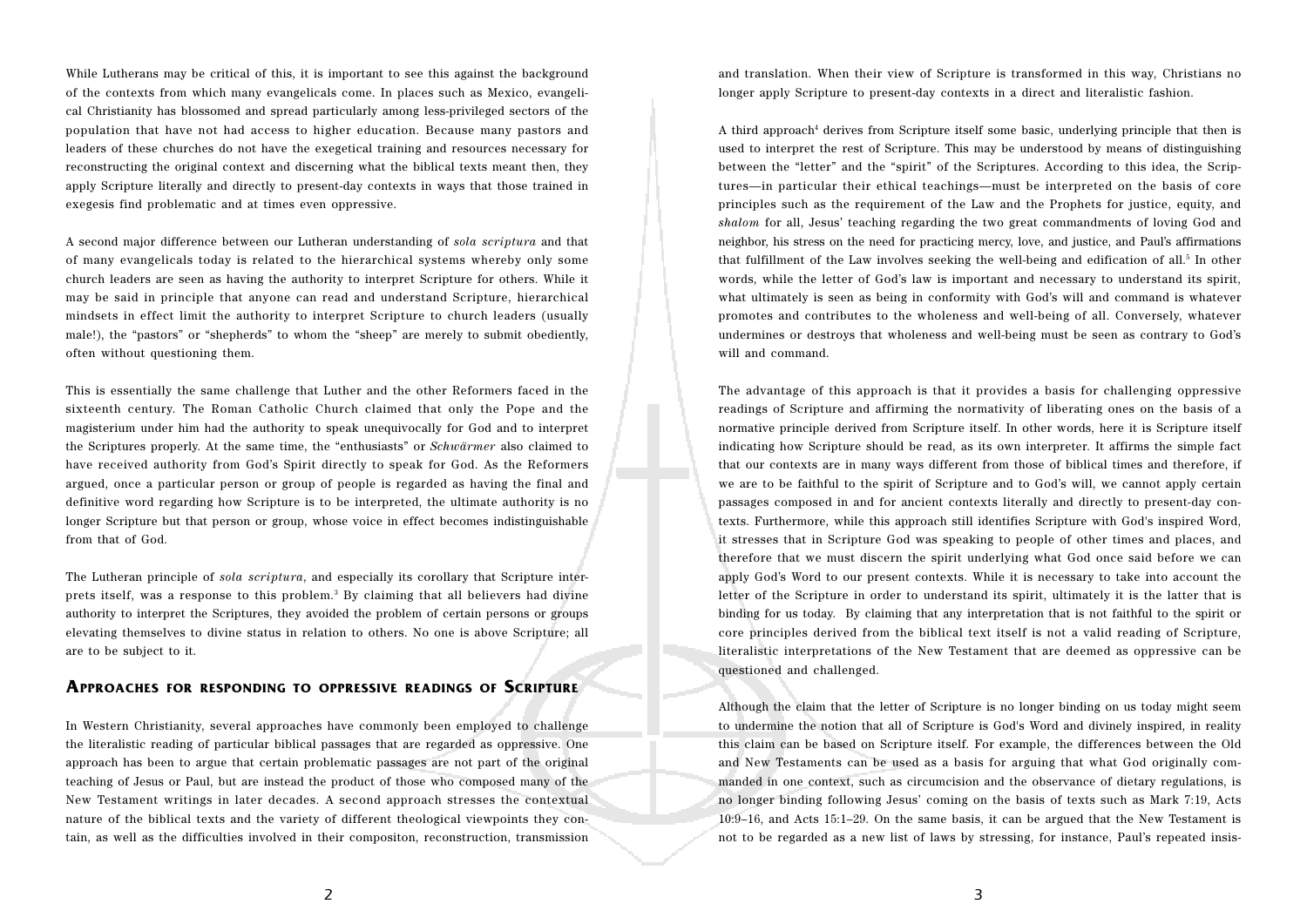While Lutherans may be critical of this, it is important to see this against the background of the contexts from which many evangelicals come. In places such as Mexico, evangelical Christianity has blossomed and spread particularly among less-privileged sectors of the population that have not had access to higher education. Because many pastors and leaders of these churches do not have the exegetical training and resources necessary for reconstructing the original context and discerning what the biblical texts meant then, they apply Scripture literally and directly to present-day contexts in ways that those trained in exegesis find problematic and at times even oppressive.

A second major difference between our Lutheran understanding of *sola scriptura* and that of many evangelicals today is related to the hierarchical systems whereby only some church leaders are seen as having the authority to interpret Scripture for others. While it may be said in principle that anyone can read and understand Scripture, hierarchical mindsets in effect limit the authority to interpret Scripture to church leaders (usually male!), the "pastors" or "shepherds" to whom the "sheep" are merely to submit obediently, often without questioning them.

This is essentially the same challenge that Luther and the other Reformers faced in the sixteenth century. The Roman Catholic Church claimed that only the Pope and the magisterium under him had the authority to speak unequivocally for God and to interpret the Scriptures properly. At the same time, the "enthusiasts" or *Schwärmer* also claimed to have received authority from God's Spirit directly to speak for God. As the Reformers argued, once a particular person or group of people is regarded as having the final and definitive word regarding how Scripture is to be interpreted, the ultimate authority is no longer Scripture but that person or group, whose voice in effect becomes indistinguishable from that of God.

The Lutheran principle of *sola scriptura*, and especially its corollary that Scripture interprets itself, was a response to this problem.[3] By claiming that all believers had divine authority to interpret the Scriptures, they avoided the problem of certain persons or groups elevating themselves to divine status in relation to others. No one is above Scripture; all are to be subject to it.

## Approaches for responding to oppressive readings of Scripture

In Western Christianity, several approaches have commonly been employed to challenge the literalistic reading of particular biblical passages that are regarded as oppressive. One approach has been to argue that certain problematic passages are not part of the original teaching of Jesus or Paul, but are instead the product of those who composed many of the New Testament writings in later decades. A second approach stresses the contextual nature of the biblical texts and the variety of different theological viewpoints they contain, as well as the difficulties involved in their compositon, reconstruction, transmission and translation. When their view of Scripture is transformed in this way, Christians no longer apply Scripture to present-day contexts in a direct and literalistic fashion.

A third approach[4] derives from Scripture itself some basic, underlying principle that then is used to interpret the rest of Scripture. This may be understood by means of distinguishing between the "letter" and the "spirit" of the Scriptures. According to this idea, the Scriptures—in particular their ethical teachings—must be interpreted on the basis of core principles such as the requirement of the Law and the Prophets for justice, equity, and *shalom* for all, Jesus' teaching regarding the two great commandments of loving God and neighbor, his stress on the need for practicing mercy, love, and justice, and Paul's affirmations that fulfillment of the Law involves seeking the well-being and edification of all.[5] In other words, while the letter of God's law is important and necessary to understand its spirit, what ultimately is seen as being in conformity with God's will and command is whatever promotes and contributes to the wholeness and well-being of all. Conversely, whatever undermines or destroys that wholeness and well-being must be seen as contrary to God's will and command.

The advantage of this approach is that it provides a basis for challenging oppressive readings of Scripture and affirming the normativity of liberating ones on the basis of a normative principle derived from Scripture itself. In other words, here it is Scripture itself indicating how Scripture should be read, as its own interpreter. It affirms the simple fact that our contexts are in many ways different from those of biblical times and therefore, if we are to be faithful to the spirit of Scripture and to God's will, we cannot apply certain passages composed in and for ancient contexts literally and directly to present-day contexts. Furthermore, while this approach still identifies Scripture with God's inspired Word, it stresses that in Scripture God was speaking to people of other times and places, and therefore that we must discern the spirit underlying what God once said before we can apply God's Word to our present contexts. While it is necessary to take into account the letter of the Scripture in order to understand its spirit, ultimately it is the latter that is binding for us today. By claiming that any interpretation that is not faithful to the spirit or core principles derived from the biblical text itself is not a valid reading of Scripture, literalistic interpretations of the New Testament that are deemed as oppressive can be questioned and challenged.

Although the claim that the letter of Scripture is no longer binding on us today might seem to undermine the notion that all of Scripture is God's Word and divinely inspired, in reality this claim can be based on Scripture itself. For example, the differences between the Old and New Testaments can be used as a basis for arguing that what God originally commanded in one context, such as circumcision and the observance of dietary regulations, is no longer binding following Jesus' coming on the basis of texts such as Mark 7:19, Acts 10:9–16, and Acts 15:1–29. On the same basis, it can be argued that the New Testament is not to be regarded as a new list of laws by stressing, for instance, Paul's repeated insis-